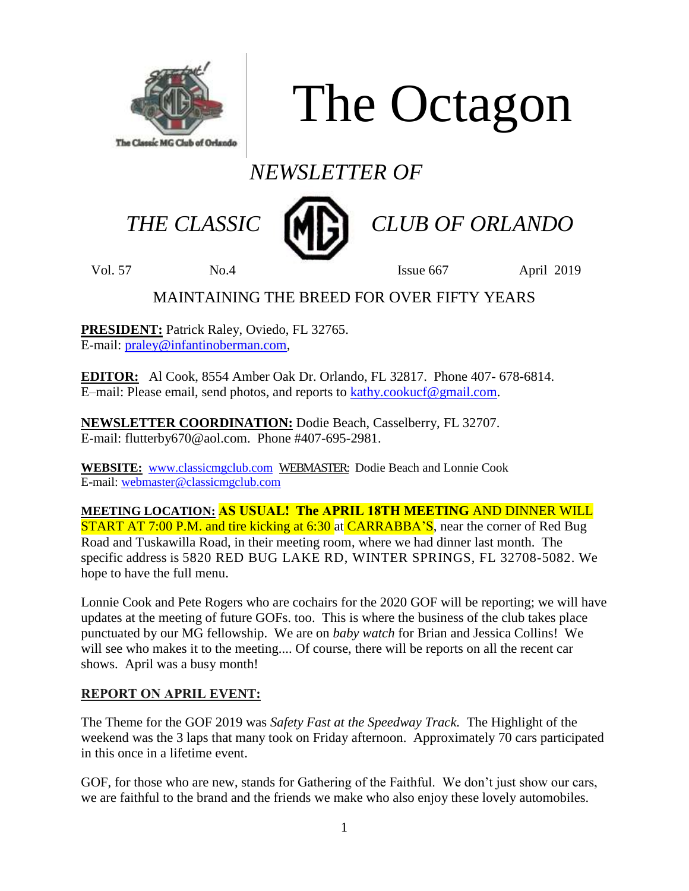# The Octagon

*NEWSLETTER OF*

*THE CLASSIC MG CLUB OF ORLANDO*

Vol. 57 No.4 Issue 667 April 2019

MAINTAINING THE BREED FOR OVER FIFTY YEARS

**PRESIDENT:** Patrick Raley, Oviedo, FL 32765.
E-mail: praley@infantinoberman.com,

**EDITOR:** Al Cook, 8554 Amber Oak Dr. Orlando, FL 32817. Phone 407- 678-6814.
E–mail: Please email, send photos, and reports to kathy.cookucf@gmail.com.

**NEWSLETTER COORDINATION:** Dodie Beach, Casselberry, FL 32707.
E-mail: flutterby670@aol.com. Phone #407-695-2981.

**WEBSITE:** www.classicmgclub.com WEBMASTER: Dodie Beach and Lonnie Cook
E-mail: webmaster@classicmgclub.com

**MEETING LOCATION:** **AS USUAL! The APRIL 18TH MEETING** AND DINNER WILL START AT 7:00 P.M. and tire kicking at 6:30 at CARRABBA'S, near the corner of Red Bug Road and Tuskawilla Road, in their meeting room, where we had dinner last month. The specific address is 5820 RED BUG LAKE RD, WINTER SPRINGS, FL 32708-5082. We hope to have the full menu.

Lonnie Cook and Pete Rogers who are cochairs for the 2020 GOF will be reporting; we will have updates at the meeting of future GOFs. too. This is where the business of the club takes place punctuated by our MG fellowship. We are on *baby watch* for Brian and Jessica Collins! We will see who makes it to the meeting.... Of course, there will be reports on all the recent car shows. April was a busy month!

**REPORT ON APRIL EVENT:**

The Theme for the GOF 2019 was *Safety Fast at the Speedway Track.* The Highlight of the weekend was the 3 laps that many took on Friday afternoon. Approximately 70 cars participated in this once in a lifetime event.

GOF, for those who are new, stands for Gathering of the Faithful. We don't just show our cars, we are faithful to the brand and the friends we make who also enjoy these lovely automobiles.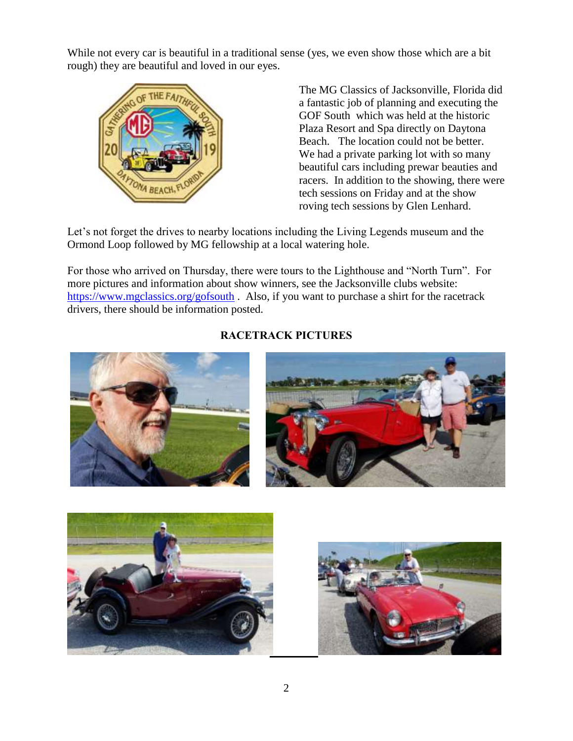While not every car is beautiful in a traditional sense (yes, we even show those which are a bit rough) they are beautiful and loved in our eyes.

The MG Classics of Jacksonville, Florida did a fantastic job of planning and executing the GOF South which was held at the historic Plaza Resort and Spa directly on Daytona Beach. The location could not be better. We had a private parking lot with so many beautiful cars including prewar beauties and racers. In addition to the showing, there were tech sessions on Friday and at the show roving tech sessions by Glen Lenhard.

Let's not forget the drives to nearby locations including the Living Legends museum and the Ormond Loop followed by MG fellowship at a local watering hole.

For those who arrived on Thursday, there were tours to the Lighthouse and "North Turn". For more pictures and information about show winners, see the Jacksonville clubs website: https://www.mgclassics.org/gofsouth . Also, if you want to purchase a shirt for the racetrack drivers, there should be information posted.

**RACETRACK PICTURES**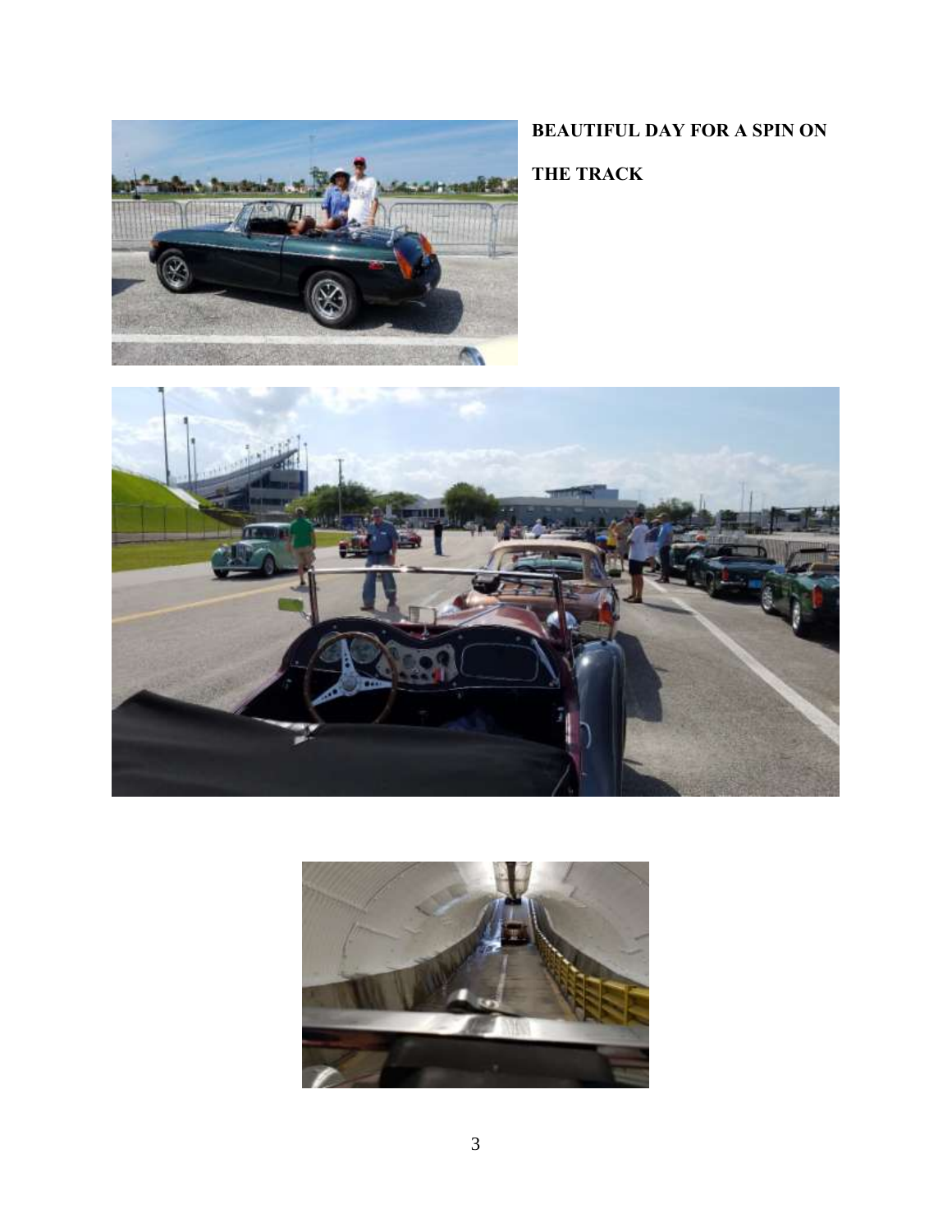**BEAUTIFUL DAY FOR A SPIN ON THE TRACK**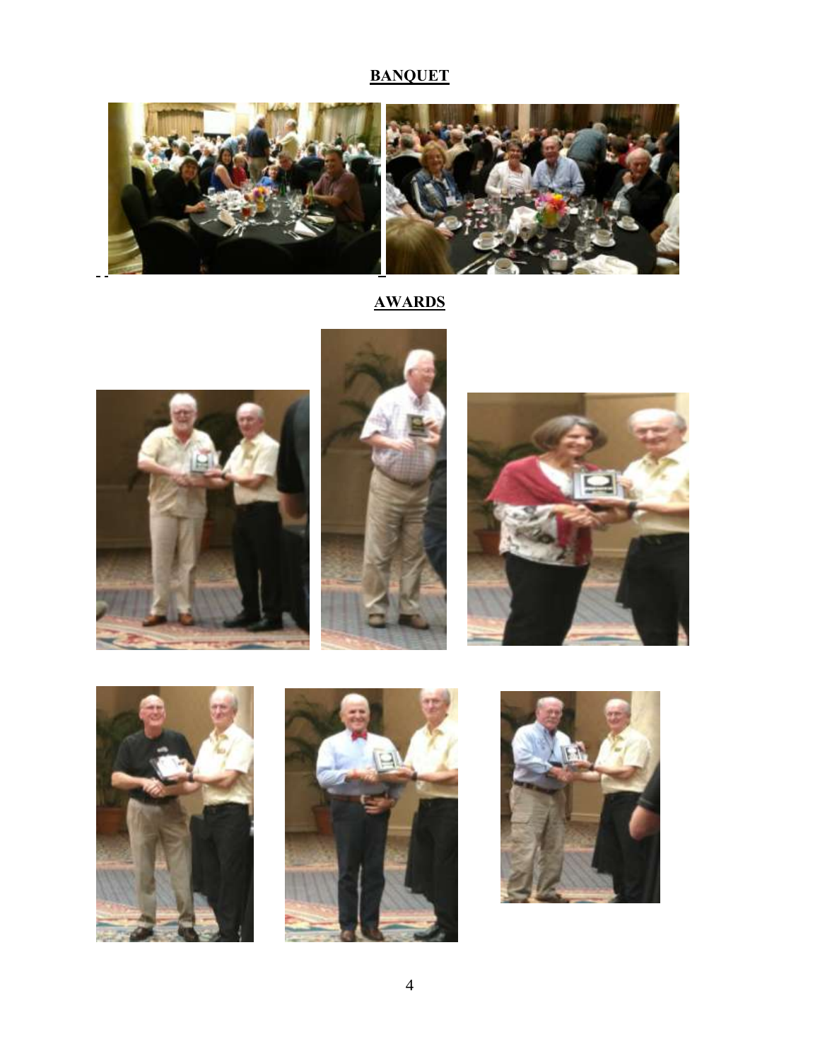**BANQUET**

**AWARDS**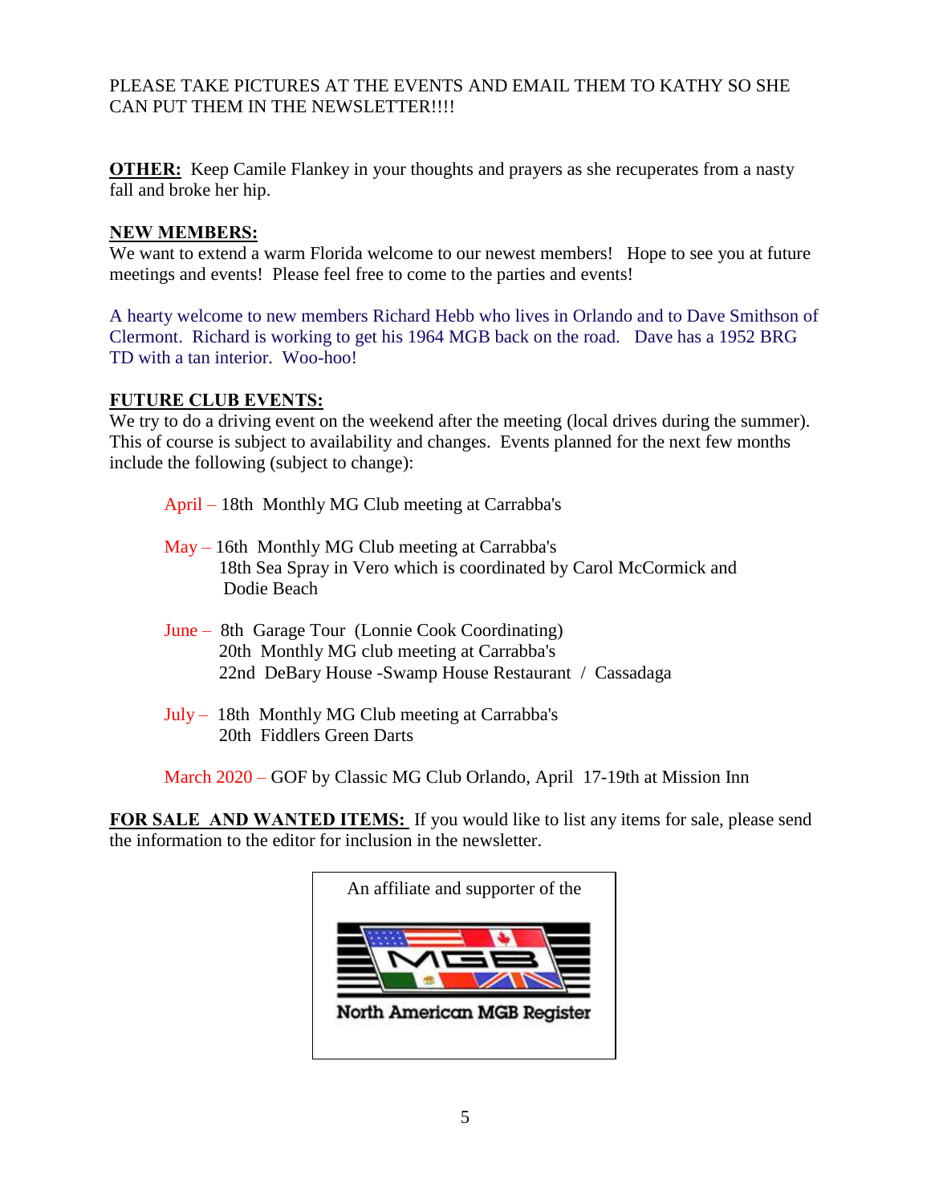PLEASE TAKE PICTURES AT THE EVENTS AND EMAIL THEM TO KATHY SO SHE CAN PUT THEM IN THE NEWSLETTER!!!!

**OTHER:** Keep Camile Flankey in your thoughts and prayers as she recuperates from a nasty fall and broke her hip.

**NEW MEMBERS:**

We want to extend a warm Florida welcome to our newest members! Hope to see you at future meetings and events! Please feel free to come to the parties and events!

A hearty welcome to new members Richard Hebb who lives in Orlando and to Dave Smithson of Clermont. Richard is working to get his 1964 MGB back on the road. Dave has a 1952 BRG TD with a tan interior. Woo-hoo!

**FUTURE CLUB EVENTS:**

We try to do a driving event on the weekend after the meeting (local drives during the summer). This of course is subject to availability and changes. Events planned for the next few months include the following (subject to change):

April – 18th Monthly MG Club meeting at Carrabba's

May – 16th Monthly MG Club meeting at Carrabba's
18th Sea Spray in Vero which is coordinated by Carol McCormick and Dodie Beach

June – 8th Garage Tour (Lonnie Cook Coordinating)
20th Monthly MG club meeting at Carrabba's
22nd DeBary House -Swamp House Restaurant / Cassadaga

July – 18th Monthly MG Club meeting at Carrabba's
20th Fiddlers Green Darts

March 2020 – GOF by Classic MG Club Orlando, April 17-19th at Mission Inn

**FOR SALE AND WANTED ITEMS:** If you would like to list any items for sale, please send the information to the editor for inclusion in the newsletter.

An affiliate and supporter of the

MGB

North American MGB Register